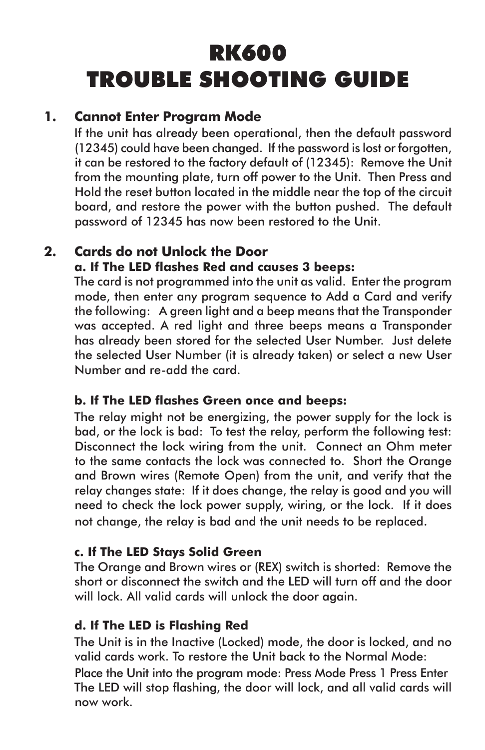# RK600
# TROUBLE SHOOTING GUIDE

## 1. Cannot Enter Program Mode

If the unit has already been operational, then the default password (12345) could have been changed. If the password is lost or forgotten, it can be restored to the factory default of (12345): Remove the Unit from the mounting plate, turn off power to the Unit. Then Press and Hold the reset button located in the middle near the top of the circuit board, and restore the power with the button pushed. The default password of 12345 has now been restored to the Unit.

## 2. Cards do not Unlock the Door

### a. If The LED flashes Red and causes 3 beeps:

The card is not programmed into the unit as valid. Enter the program mode, then enter any program sequence to Add a Card and verify the following: A green light and a beep means that the Transponder was accepted. A red light and three beeps means a Transponder has already been stored for the selected User Number. Just delete the selected User Number (it is already taken) or select a new User Number and re-add the card.

### b. If The LED flashes Green once and beeps:

The relay might not be energizing, the power supply for the lock is bad, or the lock is bad: To test the relay, perform the following test: Disconnect the lock wiring from the unit. Connect an Ohm meter to the same contacts the lock was connected to. Short the Orange and Brown wires (Remote Open) from the unit, and verify that the relay changes state: If it does change, the relay is good and you will need to check the lock power supply, wiring, or the lock. If it does not change, the relay is bad and the unit needs to be replaced.

### c. If The LED Stays Solid Green

The Orange and Brown wires or (REX) switch is shorted: Remove the short or disconnect the switch and the LED will turn off and the door will lock. All valid cards will unlock the door again.

### d. If The LED is Flashing Red

The Unit is in the Inactive (Locked) mode, the door is locked, and no valid cards work. To restore the Unit back to the Normal Mode:
Place the Unit into the program mode: Press Mode Press 1 Press Enter
The LED will stop flashing, the door will lock, and all valid cards will now work.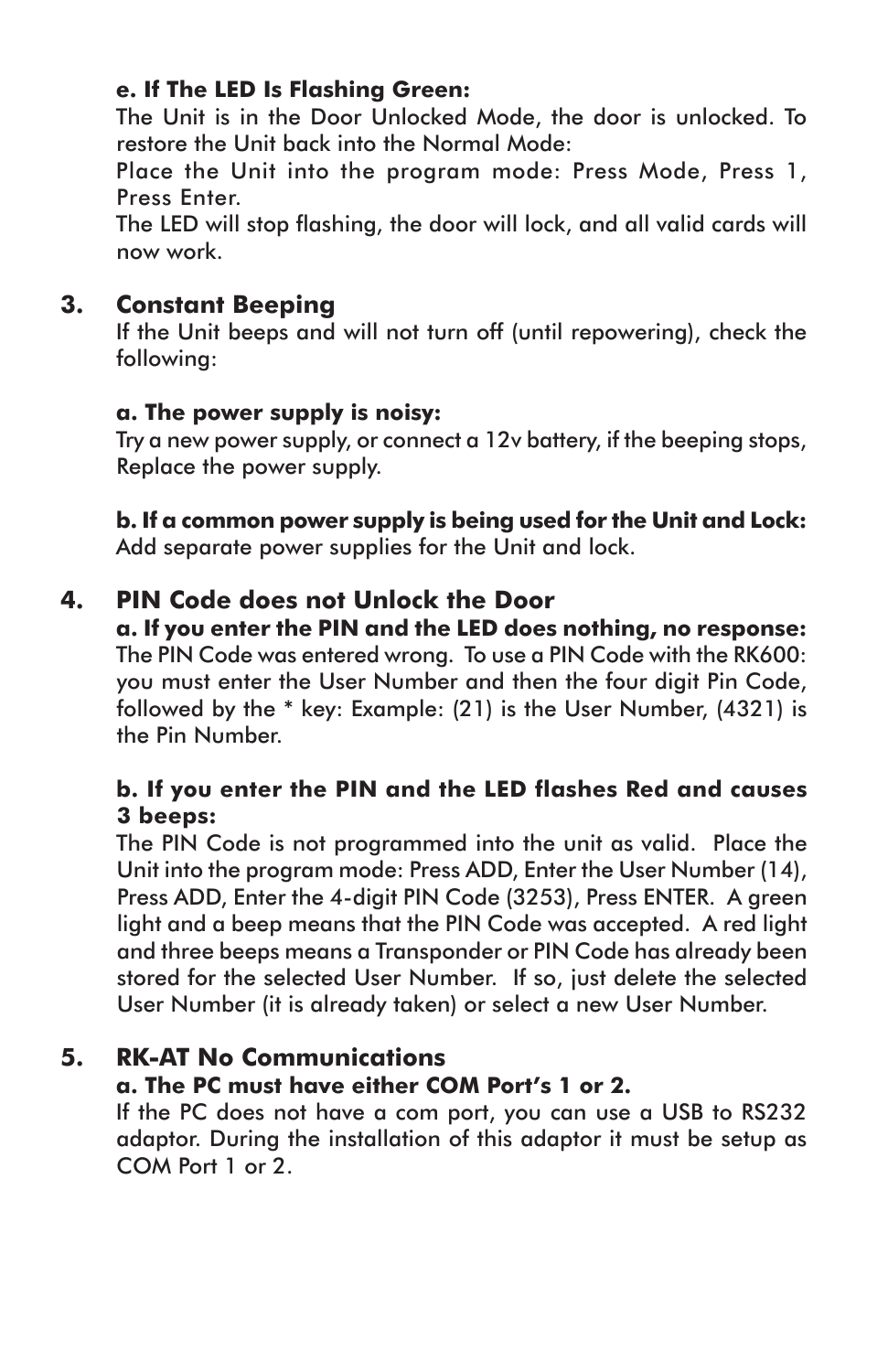**e. If The LED Is Flashing Green:**

The Unit is in the Door Unlocked Mode, the door is unlocked. To restore the Unit back into the Normal Mode:

Place the Unit into the program mode: Press Mode, Press 1, Press Enter.

The LED will stop flashing, the door will lock, and all valid cards will now work.

## 3. Constant Beeping

If the Unit beeps and will not turn off (until repowering), check the following:

**a. The power supply is noisy:**

Try a new power supply, or connect a 12v battery, if the beeping stops, Replace the power supply.

**b. If a common power supply is being used for the Unit and Lock:**

Add separate power supplies for the Unit and lock.

## 4. PIN Code does not Unlock the Door

**a. If you enter the PIN and the LED does nothing, no response:**

The PIN Code was entered wrong. To use a PIN Code with the RK600: you must enter the User Number and then the four digit Pin Code, followed by the * key: Example: (21) is the User Number, (4321) is the Pin Number.

**b. If you enter the PIN and the LED flashes Red and causes 3 beeps:**

The PIN Code is not programmed into the unit as valid. Place the Unit into the program mode: Press ADD, Enter the User Number (14), Press ADD, Enter the 4-digit PIN Code (3253), Press ENTER. A green light and a beep means that the PIN Code was accepted. A red light and three beeps means a Transponder or PIN Code has already been stored for the selected User Number. If so, just delete the selected User Number (it is already taken) or select a new User Number.

## 5. RK-AT No Communications

**a. The PC must have either COM Port's 1 or 2.**

If the PC does not have a com port, you can use a USB to RS232 adaptor. During the installation of this adaptor it must be setup as COM Port 1 or 2.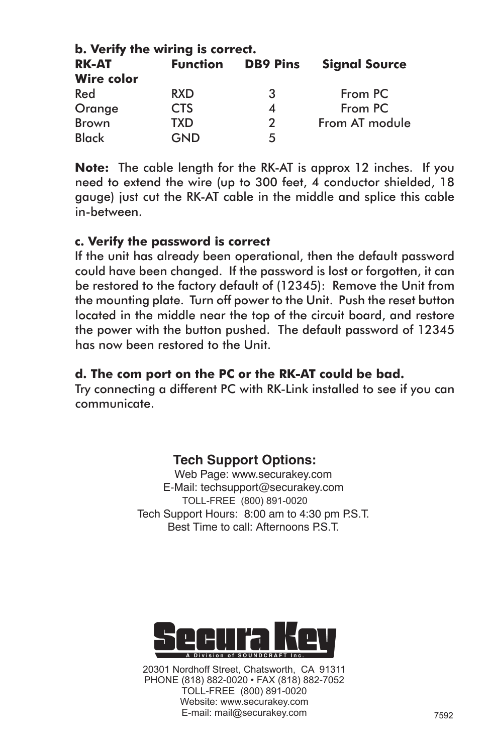**b. Verify the wiring is correct.**

| RK-AT Wire color | Function | DB9 Pins | Signal Source |
|---|---|---|---|
| Red | RXD | 3 | From PC |
| Orange | CTS | 4 | From PC |
| Brown | TXD | 2 | From AT module |
| Black | GND | 5 | |

**Note:** The cable length for the RK-AT is approx 12 inches. If you need to extend the wire (up to 300 feet, 4 conductor shielded, 18 gauge) just cut the RK-AT cable in the middle and splice this cable in-between.

**c. Verify the password is correct**

If the unit has already been operational, then the default password could have been changed. If the password is lost or forgotten, it can be restored to the factory default of (12345): Remove the Unit from the mounting plate. Turn off power to the Unit. Push the reset button located in the middle near the top of the circuit board, and restore the power with the button pushed. The default password of 12345 has now been restored to the Unit.

**d. The com port on the PC or the RK-AT could be bad.**

Try connecting a different PC with RK-Link installed to see if you can communicate.

**Tech Support Options:**

Web Page: www.securakey.com
E-Mail: techsupport@securakey.com
TOLL-FREE (800) 891-0020
Tech Support Hours: 8:00 am to 4:30 pm P.S.T.
Best Time to call: Afternoons P.S.T.

Secura Key
A Division of SOUNDCRAFT Inc.

20301 Nordhoff Street, Chatsworth, CA 91311
PHONE (818) 882-0020 • FAX (818) 882-7052
TOLL-FREE (800) 891-0020
Website: www.securakey.com
E-mail: mail@securakey.com

7592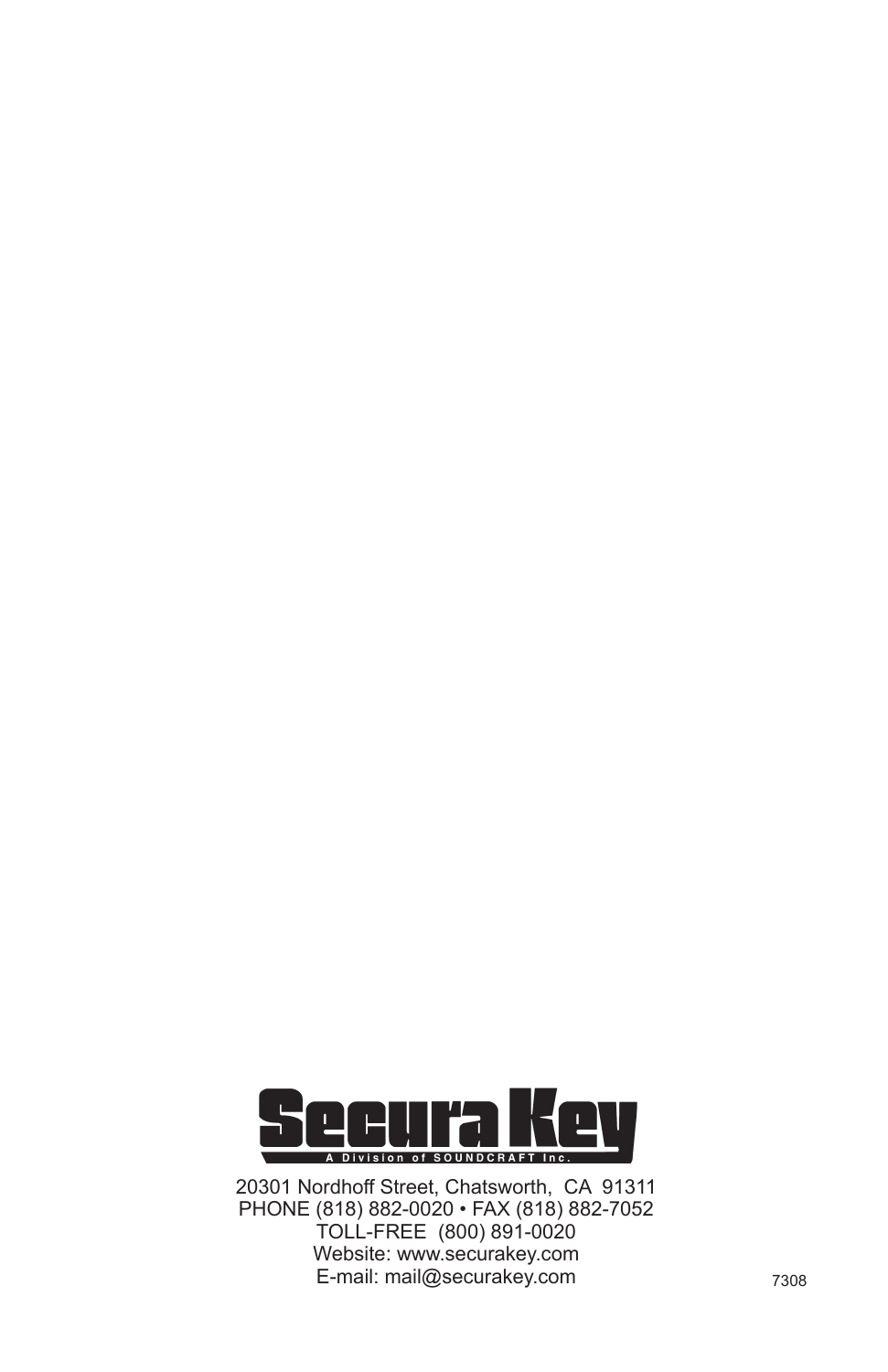**Secura Key**

A Division of SOUNDCRAFT Inc.

20301 Nordhoff Street, Chatsworth, CA 91311
PHONE (818) 882-0020 • FAX (818) 882-7052
TOLL-FREE (800) 891-0020
Website: www.securakey.com
E-mail: mail@securakey.com

7308